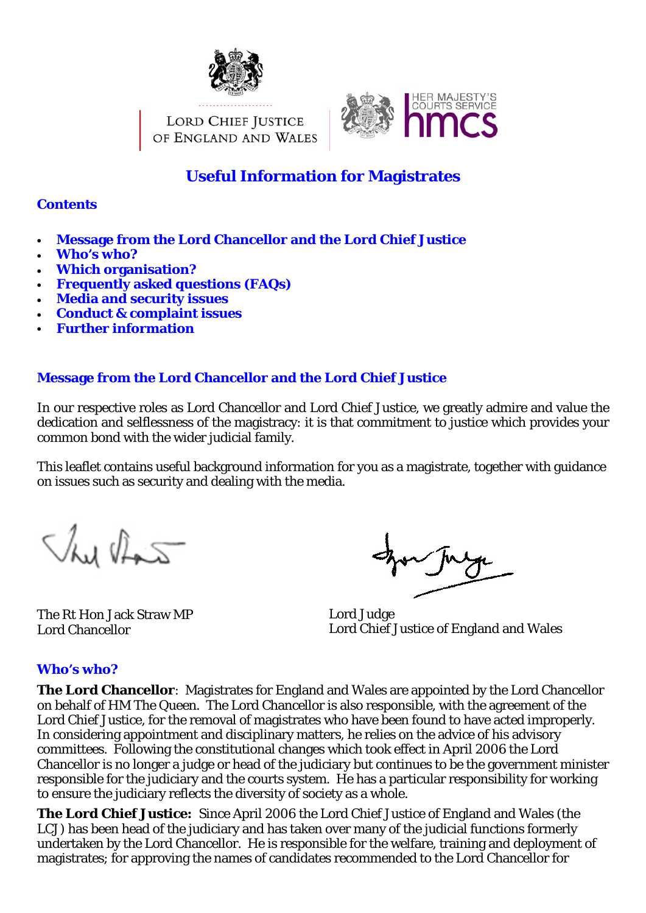Lord Chief Justice of England and Wales

Her Majesty's Courts Service hmcs

# Useful Information for Magistrates

## Contents

- **Message from the Lord Chancellor and the Lord Chief Justice**
- **Who's who?**
- **Which organisation?**
- **Frequently asked questions (FAQs)**
- **Media and security issues**
- **Conduct & complaint issues**
- **Further information**

## Message from the Lord Chancellor and the Lord Chief Justice

In our respective roles as Lord Chancellor and Lord Chief Justice, we greatly admire and value the dedication and selflessness of the magistracy: it is that commitment to justice which provides your common bond with the wider judicial family.

This leaflet contains useful background information for you as a magistrate, together with guidance on issues such as security and dealing with the media.

The Rt Hon Jack Straw MP
Lord Chancellor

Lord Judge
Lord Chief Justice of England and Wales

## Who's who?

**The Lord Chancellor**: Magistrates for England and Wales are appointed by the Lord Chancellor on behalf of HM The Queen. The Lord Chancellor is also responsible, with the agreement of the Lord Chief Justice, for the removal of magistrates who have been found to have acted improperly. In considering appointment and disciplinary matters, he relies on the advice of his advisory committees. Following the constitutional changes which took effect in April 2006 the Lord Chancellor is no longer a judge or head of the judiciary but continues to be the government minister responsible for the judiciary and the courts system. He has a particular responsibility for working to ensure the judiciary reflects the diversity of society as a whole.

**The Lord Chief Justice:** Since April 2006 the Lord Chief Justice of England and Wales (the LCJ) has been head of the judiciary and has taken over many of the judicial functions formerly undertaken by the Lord Chancellor. He is responsible for the welfare, training and deployment of magistrates; for approving the names of candidates recommended to the Lord Chancellor for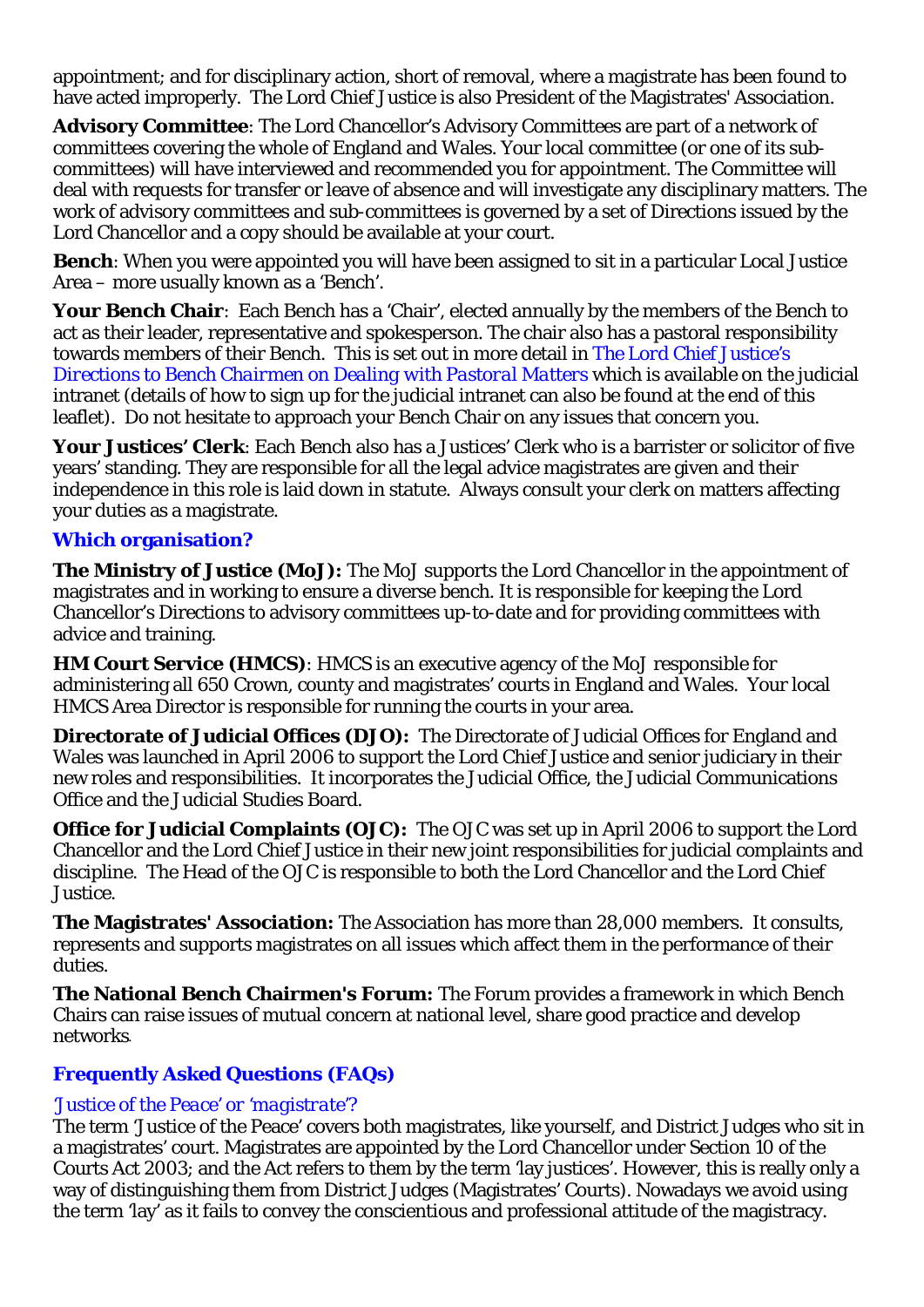appointment; and for disciplinary action, short of removal, where a magistrate has been found to have acted improperly. The Lord Chief Justice is also President of the Magistrates' Association.

**Advisory Committee**: The Lord Chancellor's Advisory Committees are part of a network of committees covering the whole of England and Wales. Your local committee (or one of its sub-committees) will have interviewed and recommended you for appointment. The Committee will deal with requests for transfer or leave of absence and will investigate any disciplinary matters. The work of advisory committees and sub-committees is governed by a set of Directions issued by the Lord Chancellor and a copy should be available at your court.

**Bench**: When you were appointed you will have been assigned to sit in a particular Local Justice Area – more usually known as a 'Bench'.

**Your Bench Chair**: Each Bench has a 'Chair', elected annually by the members of the Bench to act as their leader, representative and spokesperson. The chair also has a pastoral responsibility towards members of their Bench. This is set out in more detail in *The Lord Chief Justice's Directions to Bench Chairmen on Dealing with Pastoral Matters* which is available on the judicial intranet (details of how to sign up for the judicial intranet can also be found at the end of this leaflet). Do not hesitate to approach your Bench Chair on any issues that concern you.

**Your Justices' Clerk**: Each Bench also has a Justices' Clerk who is a barrister or solicitor of five years' standing. They are responsible for all the legal advice magistrates are given and their independence in this role is laid down in statute. Always consult your clerk on matters affecting your duties as a magistrate.

## Which organisation?

**The Ministry of Justice (MoJ):** The MoJ supports the Lord Chancellor in the appointment of magistrates and in working to ensure a diverse bench. It is responsible for keeping the Lord Chancellor's Directions to advisory committees up-to-date and for providing committees with advice and training.

**HM Court Service (HMCS)**: HMCS is an executive agency of the MoJ responsible for administering all 650 Crown, county and magistrates' courts in England and Wales. Your local HMCS Area Director is responsible for running the courts in your area.

**Directorate of Judicial Offices (DJO):** The Directorate of Judicial Offices for England and Wales was launched in April 2006 to support the Lord Chief Justice and senior judiciary in their new roles and responsibilities. It incorporates the Judicial Office, the Judicial Communications Office and the Judicial Studies Board.

**Office for Judicial Complaints (OJC):** The OJC was set up in April 2006 to support the Lord Chancellor and the Lord Chief Justice in their new joint responsibilities for judicial complaints and discipline. The Head of the OJC is responsible to both the Lord Chancellor and the Lord Chief Justice.

**The Magistrates' Association:** The Association has more than 28,000 members. It consults, represents and supports magistrates on all issues which affect them in the performance of their duties.

**The National Bench Chairmen's Forum:** The Forum provides a framework in which Bench Chairs can raise issues of mutual concern at national level, share good practice and develop networks.

## Frequently Asked Questions (FAQs)

### *'Justice of the Peace' or 'magistrate'?*

The term 'Justice of the Peace' covers both magistrates, like yourself, and District Judges who sit in a magistrates' court. Magistrates are appointed by the Lord Chancellor under Section 10 of the Courts Act 2003; and the Act refers to them by the term 'lay justices'. However, this is really only a way of distinguishing them from District Judges (Magistrates' Courts). Nowadays we avoid using the term 'lay' as it fails to convey the conscientious and professional attitude of the magistracy.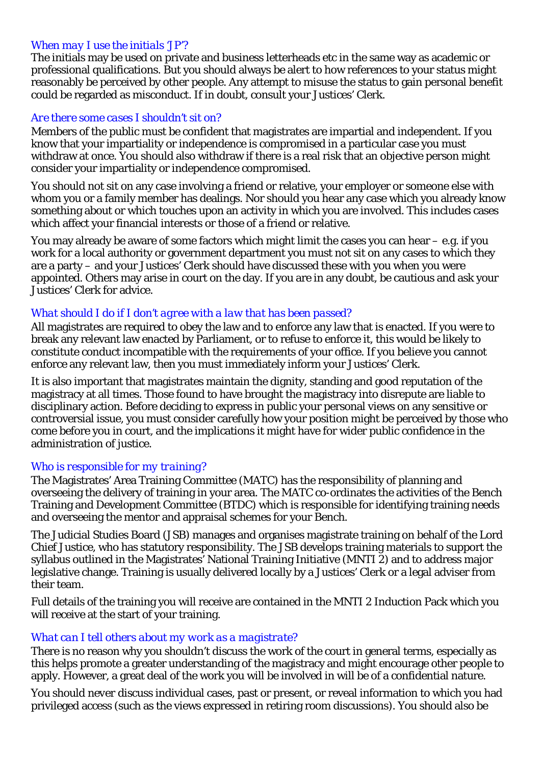### *When may I use the initials 'JP'?*

The initials may be used on private and business letterheads etc in the same way as academic or professional qualifications. But you should always be alert to how references to your status might reasonably be perceived by other people. Any attempt to misuse the status to gain personal benefit could be regarded as misconduct. If in doubt, consult your Justices' Clerk.

### *Are there some cases I shouldn't sit on?*

Members of the public must be confident that magistrates are impartial and independent. If you know that your impartiality or independence is compromised in a particular case you must withdraw at once. You should also withdraw if there is a real risk that an objective person might consider your impartiality or independence compromised.

You should not sit on any case involving a friend or relative, your employer or someone else with whom you or a family member has dealings. Nor should you hear any case which you already know something about or which touches upon an activity in which you are involved. This includes cases which affect your financial interests or those of a friend or relative.

You may already be aware of some factors which might limit the cases you can hear – e.g. if you work for a local authority or government department you must not sit on any cases to which they are a party – and your Justices' Clerk should have discussed these with you when you were appointed. Others may arise in court on the day. If you are in any doubt, be cautious and ask your Justices' Clerk for advice.

### *What should I do if I don't agree with a law that has been passed?*

All magistrates are required to obey the law and to enforce any law that is enacted. If you were to break any relevant law enacted by Parliament, or to refuse to enforce it, this would be likely to constitute conduct incompatible with the requirements of your office. If you believe you cannot enforce any relevant law, then you must immediately inform your Justices' Clerk.

It is also important that magistrates maintain the dignity, standing and good reputation of the magistracy at all times. Those found to have brought the magistracy into disrepute are liable to disciplinary action. Before deciding to express in public your personal views on any sensitive or controversial issue, you must consider carefully how your position might be perceived by those who come before you in court, and the implications it might have for wider public confidence in the administration of justice.

### *Who is responsible for my training?*

The Magistrates' Area Training Committee (MATC) has the responsibility of planning and overseeing the delivery of training in your area. The MATC co-ordinates the activities of the Bench Training and Development Committee (BTDC) which is responsible for identifying training needs and overseeing the mentor and appraisal schemes for your Bench.

The Judicial Studies Board (JSB) manages and organises magistrate training on behalf of the Lord Chief Justice, who has statutory responsibility. The JSB develops training materials to support the syllabus outlined in the Magistrates' National Training Initiative (MNTI 2) and to address major legislative change. Training is usually delivered locally by a Justices' Clerk or a legal adviser from their team.

Full details of the training you will receive are contained in the MNTI 2 Induction Pack which you will receive at the start of your training.

### *What can I tell others about my work as a magistrate?*

There is no reason why you shouldn't discuss the work of the court in general terms, especially as this helps promote a greater understanding of the magistracy and might encourage other people to apply. However, a great deal of the work you will be involved in will be of a confidential nature.

You should never discuss individual cases, past or present, or reveal information to which you had privileged access (such as the views expressed in retiring room discussions). You should also be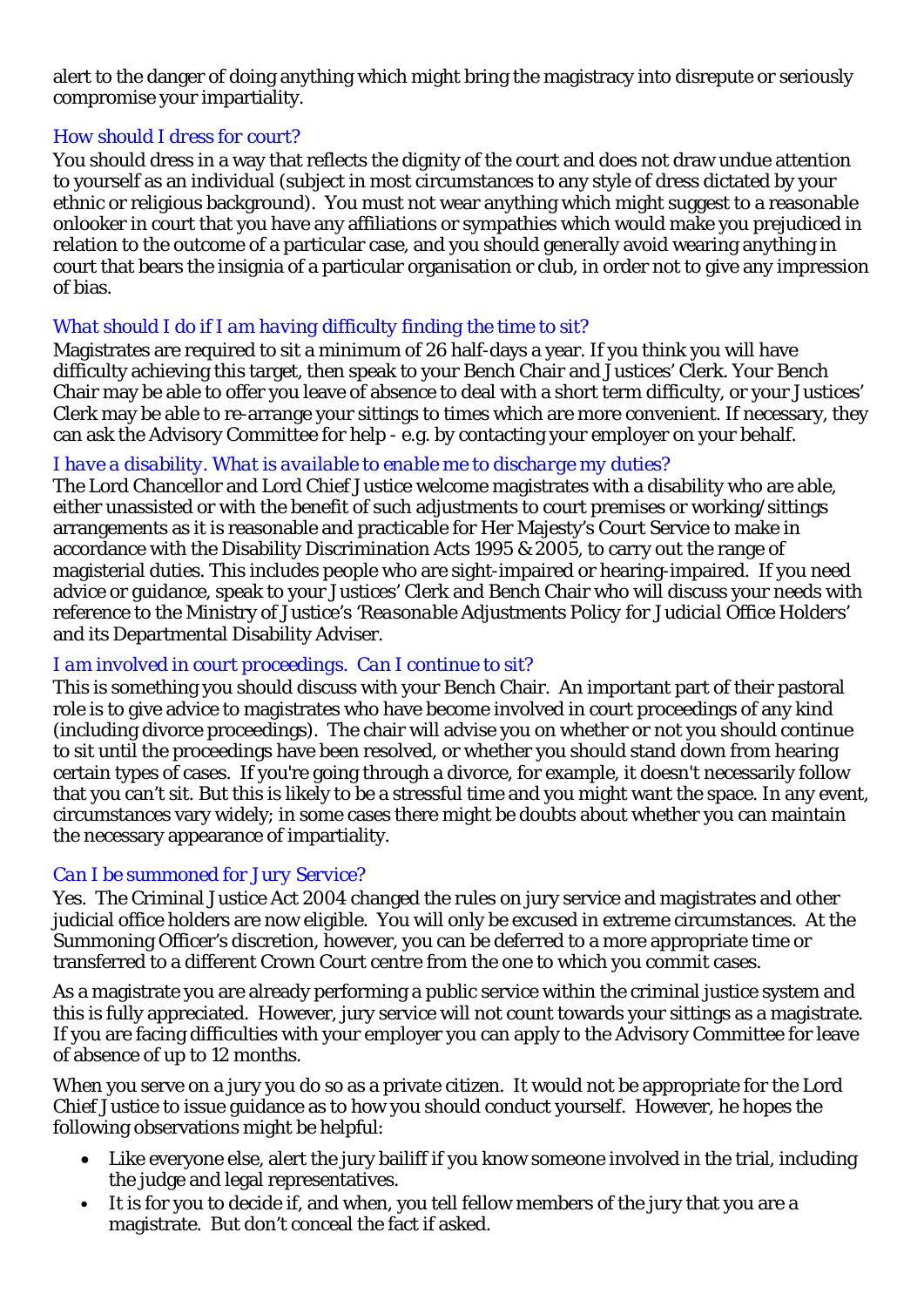alert to the danger of doing anything which might bring the magistracy into disrepute or seriously compromise your impartiality.

### *How should I dress for court?*

You should dress in a way that reflects the dignity of the court and does not draw undue attention to yourself as an individual (subject in most circumstances to any style of dress dictated by your ethnic or religious background). You must not wear anything which might suggest to a reasonable onlooker in court that you have any affiliations or sympathies which would make you prejudiced in relation to the outcome of a particular case, and you should generally avoid wearing anything in court that bears the insignia of a particular organisation or club, in order not to give any impression of bias.

### *What should I do if I am having difficulty finding the time to sit?*

Magistrates are required to sit a minimum of 26 half-days a year. If you think you will have difficulty achieving this target, then speak to your Bench Chair and Justices' Clerk. Your Bench Chair may be able to offer you leave of absence to deal with a short term difficulty, or your Justices' Clerk may be able to re-arrange your sittings to times which are more convenient. If necessary, they can ask the Advisory Committee for help - e.g. by contacting your employer on your behalf.

### *I have a disability. What is available to enable me to discharge my duties?*

The Lord Chancellor and Lord Chief Justice welcome magistrates with a disability who are able, either unassisted or with the benefit of such adjustments to court premises or working/sittings arrangements as it is reasonable and practicable for Her Majesty's Court Service to make in accordance with the Disability Discrimination Acts 1995 & 2005, to carry out the range of magisterial duties. This includes people who are sight-impaired or hearing-impaired. If you need advice or guidance, speak to your Justices' Clerk and Bench Chair who will discuss your needs with reference to the Ministry of Justice's *'Reasonable Adjustments Policy for Judicial Office Holders'* and its Departmental Disability Adviser.

### *I am involved in court proceedings. Can I continue to sit?*

This is something you should discuss with your Bench Chair. An important part of their pastoral role is to give advice to magistrates who have become involved in court proceedings of any kind (including divorce proceedings). The chair will advise you on whether or not you should continue to sit until the proceedings have been resolved, or whether you should stand down from hearing certain types of cases. If you're going through a divorce, for example, it doesn't necessarily follow that you can't sit. But this is likely to be a stressful time and you might want the space. In any event, circumstances vary widely; in some cases there might be doubts about whether you can maintain the necessary appearance of impartiality.

### *Can I be summoned for Jury Service?*

Yes. The Criminal Justice Act 2004 changed the rules on jury service and magistrates and other judicial office holders are now eligible. You will only be excused in extreme circumstances. At the Summoning Officer's discretion, however, you can be deferred to a more appropriate time or transferred to a different Crown Court centre from the one to which you commit cases.

As a magistrate you are already performing a public service within the criminal justice system and this is fully appreciated. However, jury service will not count towards your sittings as a magistrate. If you are facing difficulties with your employer you can apply to the Advisory Committee for leave of absence of up to 12 months.

When you serve on a jury you do so as a private citizen. It would not be appropriate for the Lord Chief Justice to issue guidance as to how you should conduct yourself. However, he hopes the following observations might be helpful:

- Like everyone else, alert the jury bailiff if you know someone involved in the trial, including the judge and legal representatives.
- It is for you to decide if, and when, you tell fellow members of the jury that you are a magistrate. But don't conceal the fact if asked.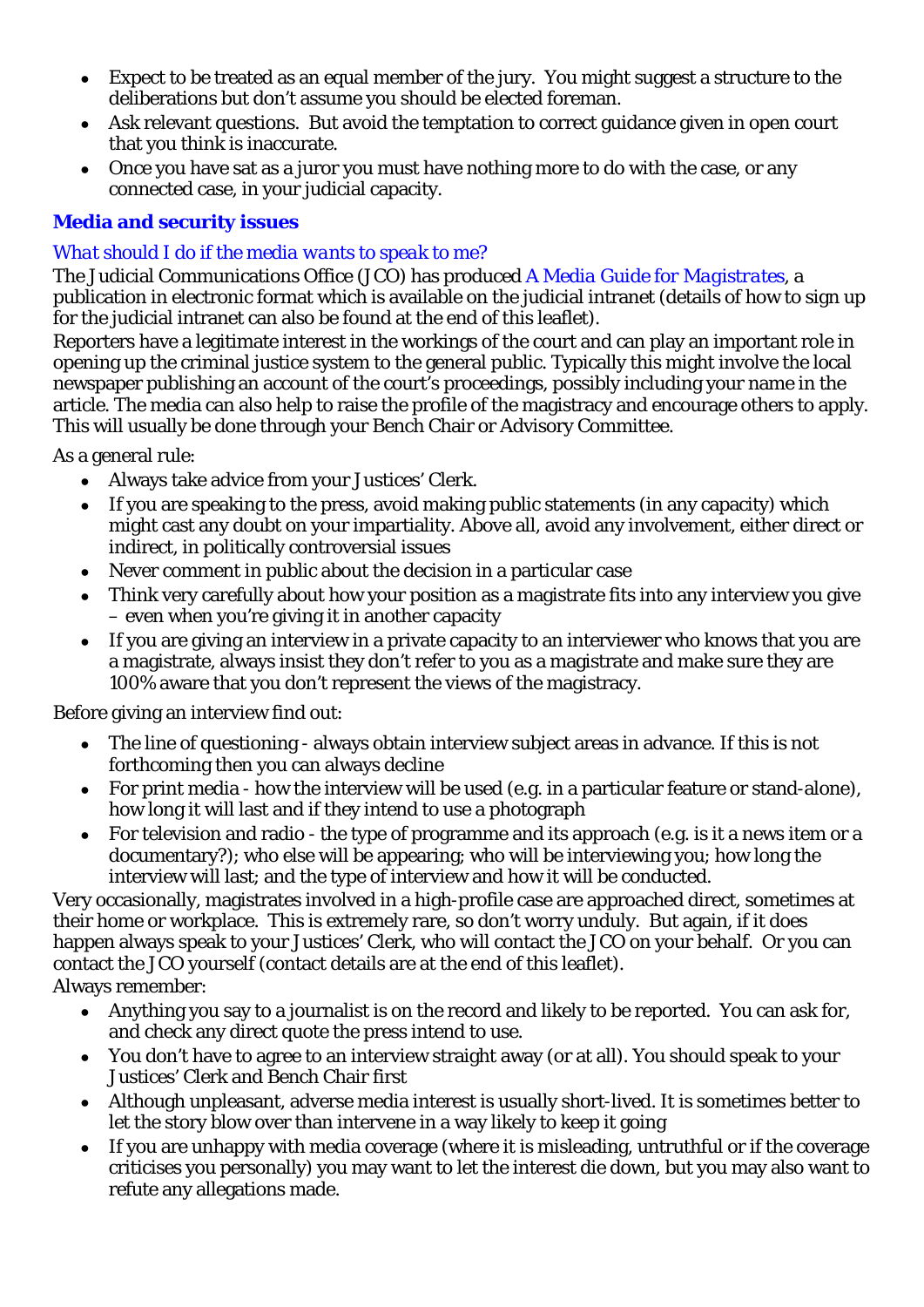- Expect to be treated as an equal member of the jury. You might suggest a structure to the deliberations but don't assume you should be elected foreman.
- Ask relevant questions. But avoid the temptation to correct guidance given in open court that you think is inaccurate.
- Once you have sat as a juror you must have nothing more to do with the case, or any connected case, in your judicial capacity.

## Media and security issues

### *What should I do if the media wants to speak to me?*

The Judicial Communications Office (JCO) has produced *A Media Guide for Magistrates*, a publication in electronic format which is available on the judicial intranet (details of how to sign up for the judicial intranet can also be found at the end of this leaflet).

Reporters have a legitimate interest in the workings of the court and can play an important role in opening up the criminal justice system to the general public. Typically this might involve the local newspaper publishing an account of the court's proceedings, possibly including your name in the article. The media can also help to raise the profile of the magistracy and encourage others to apply. This will usually be done through your Bench Chair or Advisory Committee.

As a general rule:

- Always take advice from your Justices' Clerk.
- If you are speaking to the press, avoid making public statements (in any capacity) which might cast any doubt on your impartiality. Above all, avoid any involvement, either direct or indirect, in politically controversial issues
- Never comment in public about the decision in a particular case
- Think very carefully about how your position as a magistrate fits into any interview you give – even when you're giving it in another capacity
- If you are giving an interview in a private capacity to an interviewer who knows that you are a magistrate, always insist they don't refer to you as a magistrate and make sure they are 100% aware that you don't represent the views of the magistracy.

Before giving an interview find out:

- The line of questioning - always obtain interview subject areas in advance. If this is not forthcoming then you can always decline
- For print media - how the interview will be used (e.g. in a particular feature or stand-alone), how long it will last and if they intend to use a photograph
- For television and radio - the type of programme and its approach (e.g. is it a news item or a documentary?); who else will be appearing; who will be interviewing you; how long the interview will last; and the type of interview and how it will be conducted.

Very occasionally, magistrates involved in a high-profile case are approached direct, sometimes at their home or workplace. This is extremely rare, so don't worry unduly. But again, if it does happen always speak to your Justices' Clerk, who will contact the JCO on your behalf. Or you can contact the JCO yourself (contact details are at the end of this leaflet).

Always remember:

- Anything you say to a journalist is on the record and likely to be reported. You can ask for, and check any direct quote the press intend to use.
- You don't have to agree to an interview straight away (or at all). You should speak to your Justices' Clerk and Bench Chair first
- Although unpleasant, adverse media interest is usually short-lived. It is sometimes better to let the story blow over than intervene in a way likely to keep it going
- If you are unhappy with media coverage (where it is misleading, untruthful or if the coverage criticises you personally) you may want to let the interest die down, but you may also want to refute any allegations made.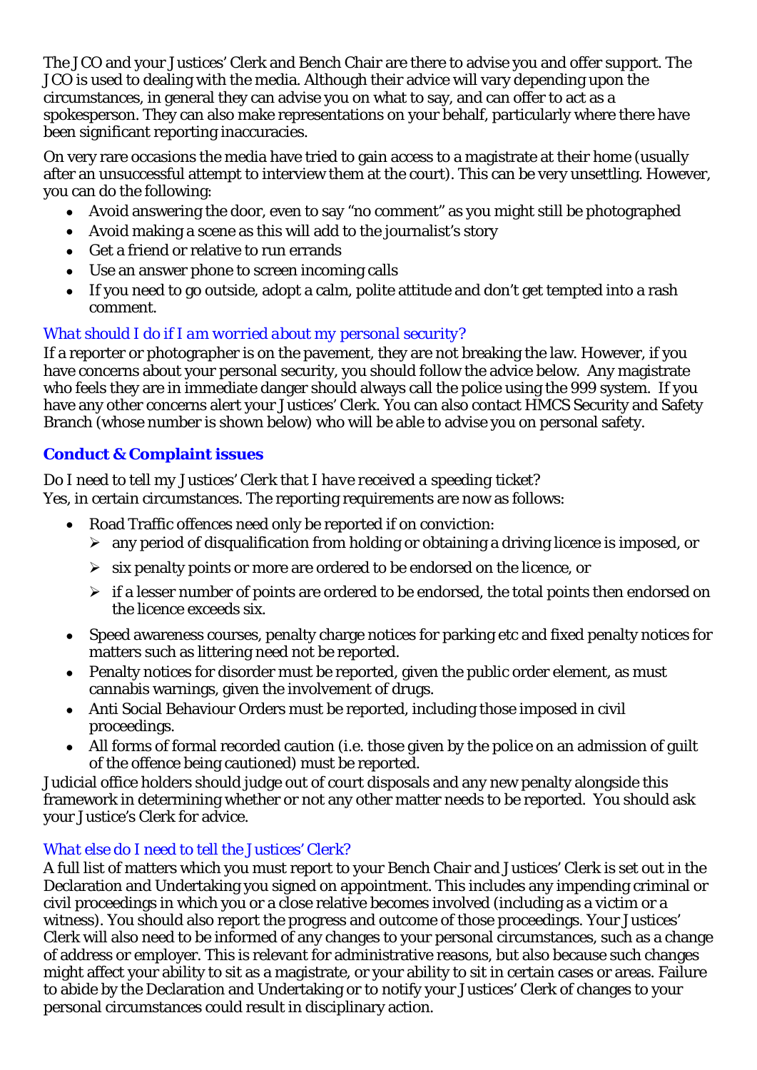The JCO and your Justices' Clerk and Bench Chair are there to advise you and offer support. The JCO is used to dealing with the media. Although their advice will vary depending upon the circumstances, in general they can advise you on what to say, and can offer to act as a spokesperson. They can also make representations on your behalf, particularly where there have been significant reporting inaccuracies.

On very rare occasions the media have tried to gain access to a magistrate at their home (usually after an unsuccessful attempt to interview them at the court). This can be very unsettling. However, you can do the following:

- Avoid answering the door, even to say "no comment" as you might still be photographed
- Avoid making a scene as this will add to the journalist's story
- Get a friend or relative to run errands
- Use an answer phone to screen incoming calls
- If you need to go outside, adopt a calm, polite attitude and don't get tempted into a rash comment.

*What should I do if I am worried about my personal security?*

If a reporter or photographer is on the pavement, they are not breaking the law. However, if you have concerns about your personal security, you should follow the advice below. Any magistrate who feels they are in immediate danger should always call the police using the 999 system. If you have any other concerns alert your Justices' Clerk. You can also contact HMCS Security and Safety Branch (whose number is shown below) who will be able to advise you on personal safety.

## Conduct & Complaint issues

*Do I need to tell my Justices' Clerk that I have received a speeding ticket?*

Yes, in certain circumstances. The reporting requirements are now as follows:

- Road Traffic offences need only be reported if on conviction:
  - any period of disqualification from holding or obtaining a driving licence is imposed, or
  - six penalty points or more are ordered to be endorsed on the licence, or
  - if a lesser number of points are ordered to be endorsed, the total points then endorsed on the licence exceeds six.
- Speed awareness courses, penalty charge notices for parking etc and fixed penalty notices for matters such as littering need not be reported.
- Penalty notices for disorder must be reported, given the public order element, as must cannabis warnings, given the involvement of drugs.
- Anti Social Behaviour Orders must be reported, including those imposed in civil proceedings.
- All forms of formal recorded caution (i.e. those given by the police on an admission of guilt of the offence being cautioned) must be reported.

Judicial office holders should judge out of court disposals and any new penalty alongside this framework in determining whether or not any other matter needs to be reported. You should ask your Justice's Clerk for advice.

*What else do I need to tell the Justices' Clerk?*

A full list of matters which you must report to your Bench Chair and Justices' Clerk is set out in the Declaration and Undertaking you signed on appointment. This includes any impending criminal or civil proceedings in which you or a close relative becomes involved (including as a victim or a witness). You should also report the progress and outcome of those proceedings. Your Justices' Clerk will also need to be informed of any changes to your personal circumstances, such as a change of address or employer. This is relevant for administrative reasons, but also because such changes might affect your ability to sit as a magistrate, or your ability to sit in certain cases or areas. Failure to abide by the Declaration and Undertaking or to notify your Justices' Clerk of changes to your personal circumstances could result in disciplinary action.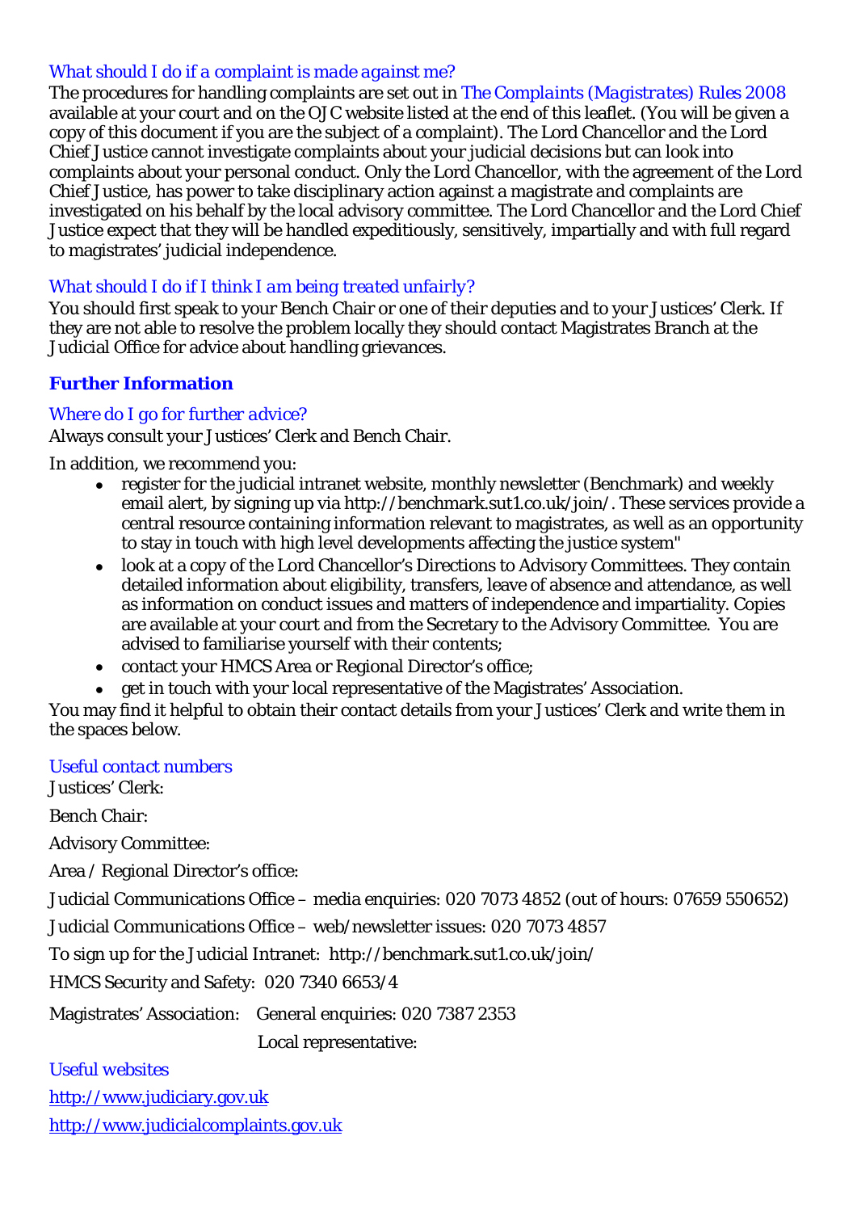### *What should I do if a complaint is made against me?*

The procedures for handling complaints are set out in *The Complaints (Magistrates) Rules 2008* available at your court and on the OJC website listed at the end of this leaflet. (You will be given a copy of this document if you are the subject of a complaint). The Lord Chancellor and the Lord Chief Justice cannot investigate complaints about your judicial decisions but can look into complaints about your personal conduct. Only the Lord Chancellor, with the agreement of the Lord Chief Justice, has power to take disciplinary action against a magistrate and complaints are investigated on his behalf by the local advisory committee. The Lord Chancellor and the Lord Chief Justice expect that they will be handled expeditiously, sensitively, impartially and with full regard to magistrates' judicial independence.

### *What should I do if I think I am being treated unfairly?*

You should first speak to your Bench Chair or one of their deputies and to your Justices' Clerk. If they are not able to resolve the problem locally they should contact Magistrates Branch at the Judicial Office for advice about handling grievances.

## Further Information

### *Where do I go for further advice?*

Always consult your Justices' Clerk and Bench Chair.

In addition, we recommend you:

- register for the judicial intranet website, monthly newsletter (Benchmark) and weekly email alert, by signing up via http://benchmark.sut1.co.uk/join/. These services provide a central resource containing information relevant to magistrates, as well as an opportunity to stay in touch with high level developments affecting the justice system"
- look at a copy of the Lord Chancellor's Directions to Advisory Committees. They contain detailed information about eligibility, transfers, leave of absence and attendance, as well as information on conduct issues and matters of independence and impartiality. Copies are available at your court and from the Secretary to the Advisory Committee. You are advised to familiarise yourself with their contents;
- contact your HMCS Area or Regional Director's office;
- get in touch with your local representative of the Magistrates' Association.

You may find it helpful to obtain their contact details from your Justices' Clerk and write them in the spaces below.

### *Useful contact numbers*

Justices' Clerk:

Bench Chair:

Advisory Committee:

Area / Regional Director's office:

Judicial Communications Office – media enquiries: 020 7073 4852 (out of hours: 07659 550652)

Judicial Communications Office – web/newsletter issues: 020 7073 4857

To sign up for the Judicial Intranet: http://benchmark.sut1.co.uk/join/

HMCS Security and Safety: 020 7340 6653/4

Magistrates' Association: General enquiries: 020 7387 2353

Local representative:

### Useful websites

http://www.judiciary.gov.uk

http://www.judicialcomplaints.gov.uk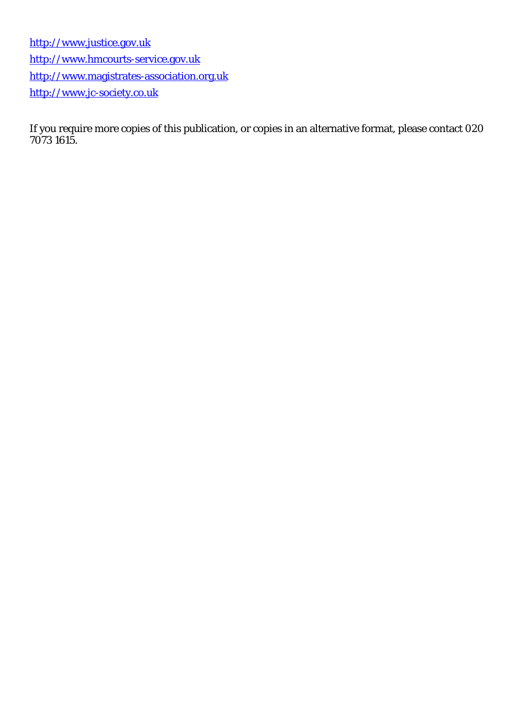http://www.justice.gov.uk

http://www.hmcourts-service.gov.uk

http://www.magistrates-association.org.uk

http://www.jc-society.co.uk

If you require more copies of this publication, or copies in an alternative format, please contact 020 7073 1615.